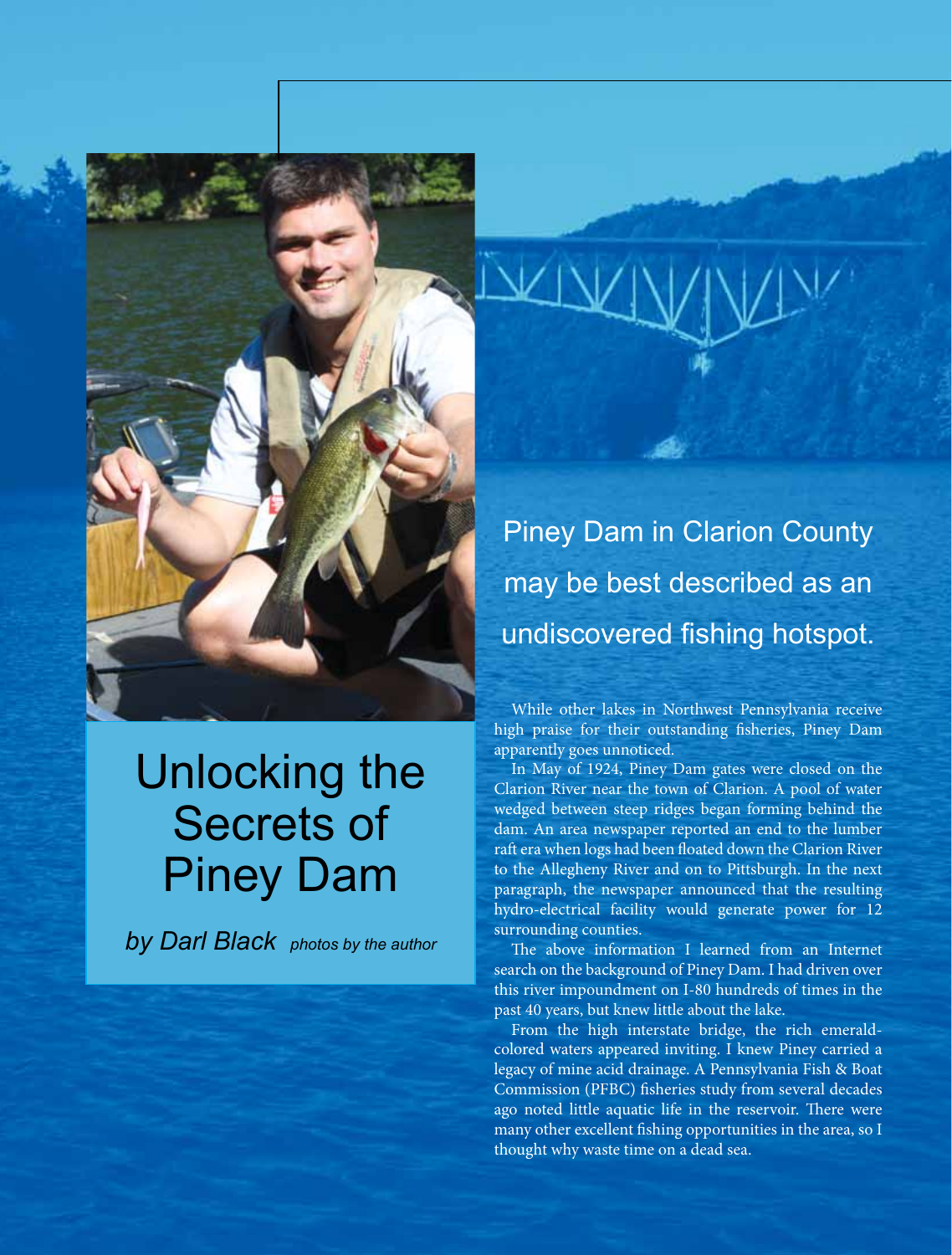# Unlocking the Secrets of Piney Dam

*by Darl Black* *photos by the author*

Piney Dam in Clarion County may be best described as an undiscovered fishing hotspot.

While other lakes in Northwest Pennsylvania receive high praise for their outstanding fisheries, Piney Dam apparently goes unnoticed.

In May of 1924, Piney Dam gates were closed on the Clarion River near the town of Clarion. A pool of water wedged between steep ridges began forming behind the dam. An area newspaper reported an end to the lumber raft era when logs had been floated down the Clarion River to the Allegheny River and on to Pittsburgh. In the next paragraph, the newspaper announced that the resulting hydro-electrical facility would generate power for 12 surrounding counties.

The above information I learned from an Internet search on the background of Piney Dam. I had driven over this river impoundment on I-80 hundreds of times in the past 40 years, but knew little about the lake.

From the high interstate bridge, the rich emerald-colored waters appeared inviting. I knew Piney carried a legacy of mine acid drainage. A Pennsylvania Fish & Boat Commission (PFBC) fisheries study from several decades ago noted little aquatic life in the reservoir. There were many other excellent fishing opportunities in the area, so I thought why waste time on a dead sea.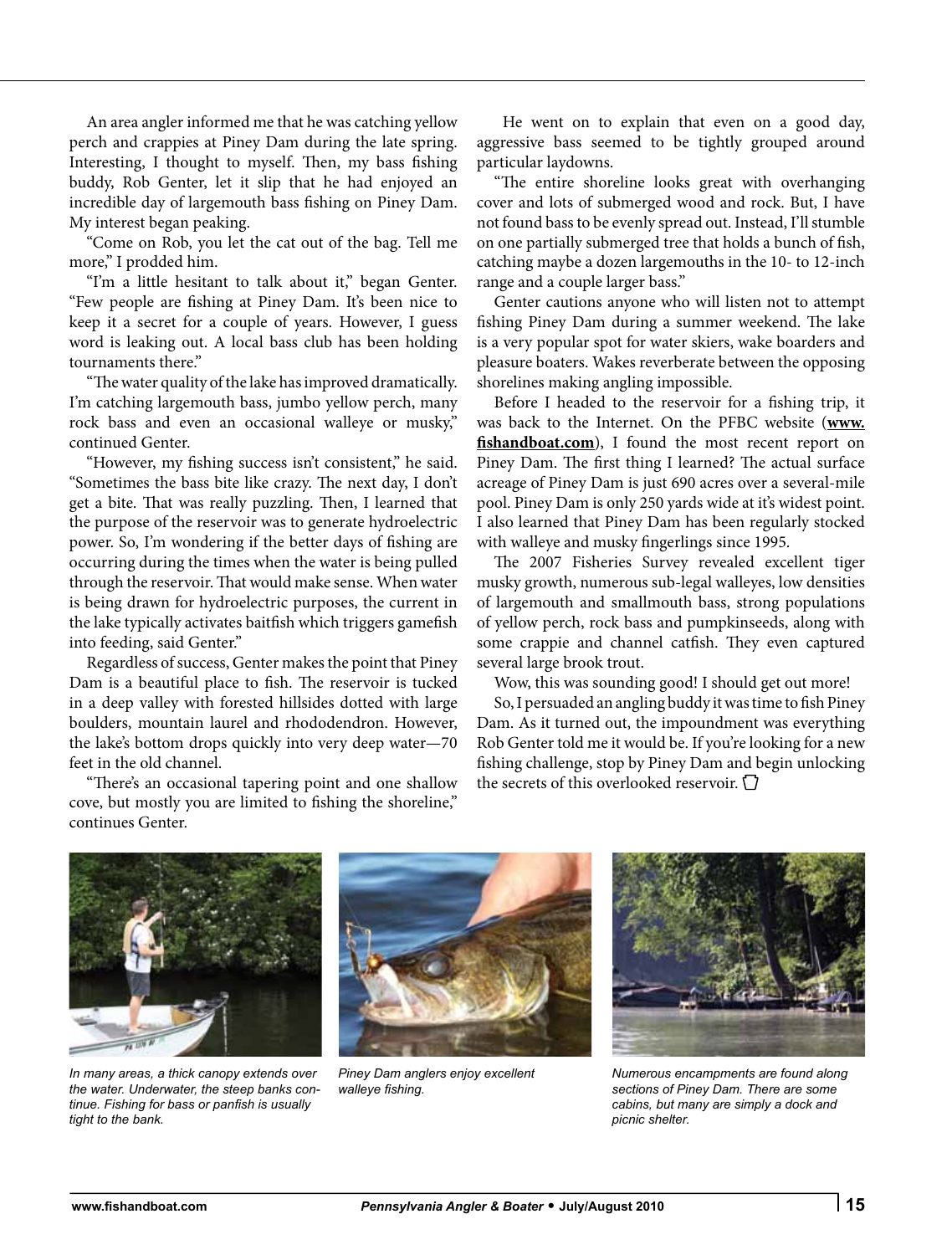An area angler informed me that he was catching yellow perch and crappies at Piney Dam during the late spring. Interesting, I thought to myself. Then, my bass fishing buddy, Rob Genter, let it slip that he had enjoyed an incredible day of largemouth bass fishing on Piney Dam. My interest began peaking.

"Come on Rob, you let the cat out of the bag. Tell me more," I prodded him.

"I'm a little hesitant to talk about it," began Genter. "Few people are fishing at Piney Dam. It's been nice to keep it a secret for a couple of years. However, I guess word is leaking out. A local bass club has been holding tournaments there."

"The water quality of the lake has improved dramatically. I'm catching largemouth bass, jumbo yellow perch, many rock bass and even an occasional walleye or musky," continued Genter.

"However, my fishing success isn't consistent," he said. "Sometimes the bass bite like crazy. The next day, I don't get a bite. That was really puzzling. Then, I learned that the purpose of the reservoir was to generate hydroelectric power. So, I'm wondering if the better days of fishing are occurring during the times when the water is being pulled through the reservoir. That would make sense. When water is being drawn for hydroelectric purposes, the current in the lake typically activates baitfish which triggers gamefish into feeding, said Genter."

Regardless of success, Genter makes the point that Piney Dam is a beautiful place to fish. The reservoir is tucked in a deep valley with forested hillsides dotted with large boulders, mountain laurel and rhododendron. However, the lake's bottom drops quickly into very deep water—70 feet in the old channel.

"There's an occasional tapering point and one shallow cove, but mostly you are limited to fishing the shoreline," continues Genter.

He went on to explain that even on a good day, aggressive bass seemed to be tightly grouped around particular laydowns.

"The entire shoreline looks great with overhanging cover and lots of submerged wood and rock. But, I have not found bass to be evenly spread out. Instead, I'll stumble on one partially submerged tree that holds a bunch of fish, catching maybe a dozen largemouths in the 10- to 12-inch range and a couple larger bass."

Genter cautions anyone who will listen not to attempt fishing Piney Dam during a summer weekend. The lake is a very popular spot for water skiers, wake boarders and pleasure boaters. Wakes reverberate between the opposing shorelines making angling impossible.

Before I headed to the reservoir for a fishing trip, it was back to the Internet. On the PFBC website (**www.fishandboat.com**), I found the most recent report on Piney Dam. The first thing I learned? The actual surface acreage of Piney Dam is just 690 acres over a several-mile pool. Piney Dam is only 250 yards wide at it's widest point. I also learned that Piney Dam has been regularly stocked with walleye and musky fingerlings since 1995.

The 2007 Fisheries Survey revealed excellent tiger musky growth, numerous sub-legal walleyes, low densities of largemouth and smallmouth bass, strong populations of yellow perch, rock bass and pumpkinseeds, along with some crappie and channel catfish. They even captured several large brook trout.

Wow, this was sounding good! I should get out more!

So, I persuaded an angling buddy it was time to fish Piney Dam. As it turned out, the impoundment was everything Rob Genter told me it would be. If you're looking for a new fishing challenge, stop by Piney Dam and begin unlocking the secrets of this overlooked reservoir.

*In many areas, a thick canopy extends over the water. Underwater, the steep banks continue. Fishing for bass or panfish is usually tight to the bank.*

*Piney Dam anglers enjoy excellent walleye fishing.*

*Numerous encampments are found along sections of Piney Dam. There are some cabins, but many are simply a dock and picnic shelter.*